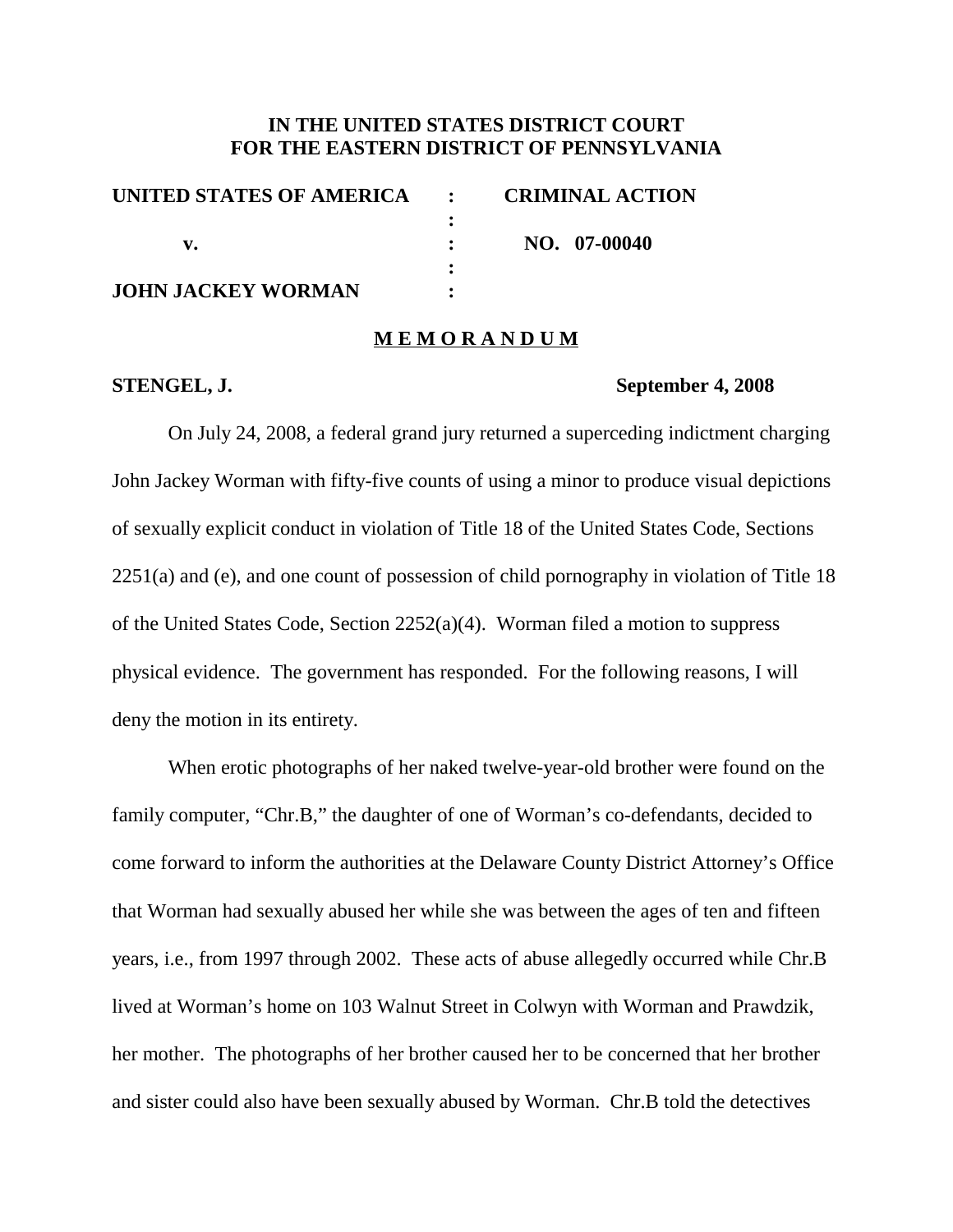# IN THE UNITED STATES DISTRICT COURT FOR THE EASTERN DISTRICT OF PENNSYLVANIA

| | | |
|---|---|---|
| **UNITED STATES OF AMERICA** | **:** | **CRIMINAL ACTION** |
| | **:** | |
| **v.** | **:** | **NO. 07-00040** |
| | **:** | |
| **JOHN JACKEY WORMAN** | **:** | |

## M E M O R A N D U M

**STENGEL, J.** **September 4, 2008**

On July 24, 2008, a federal grand jury returned a superceding indictment charging John Jackey Worman with fifty-five counts of using a minor to produce visual depictions of sexually explicit conduct in violation of Title 18 of the United States Code, Sections 2251(a) and (e), and one count of possession of child pornography in violation of Title 18 of the United States Code, Section 2252(a)(4). Worman filed a motion to suppress physical evidence. The government has responded. For the following reasons, I will deny the motion in its entirety.

When erotic photographs of her naked twelve-year-old brother were found on the family computer, "Chr.B," the daughter of one of Worman's co-defendants, decided to come forward to inform the authorities at the Delaware County District Attorney's Office that Worman had sexually abused her while she was between the ages of ten and fifteen years, i.e., from 1997 through 2002. These acts of abuse allegedly occurred while Chr.B lived at Worman's home on 103 Walnut Street in Colwyn with Worman and Prawdzik, her mother. The photographs of her brother caused her to be concerned that her brother and sister could also have been sexually abused by Worman. Chr.B told the detectives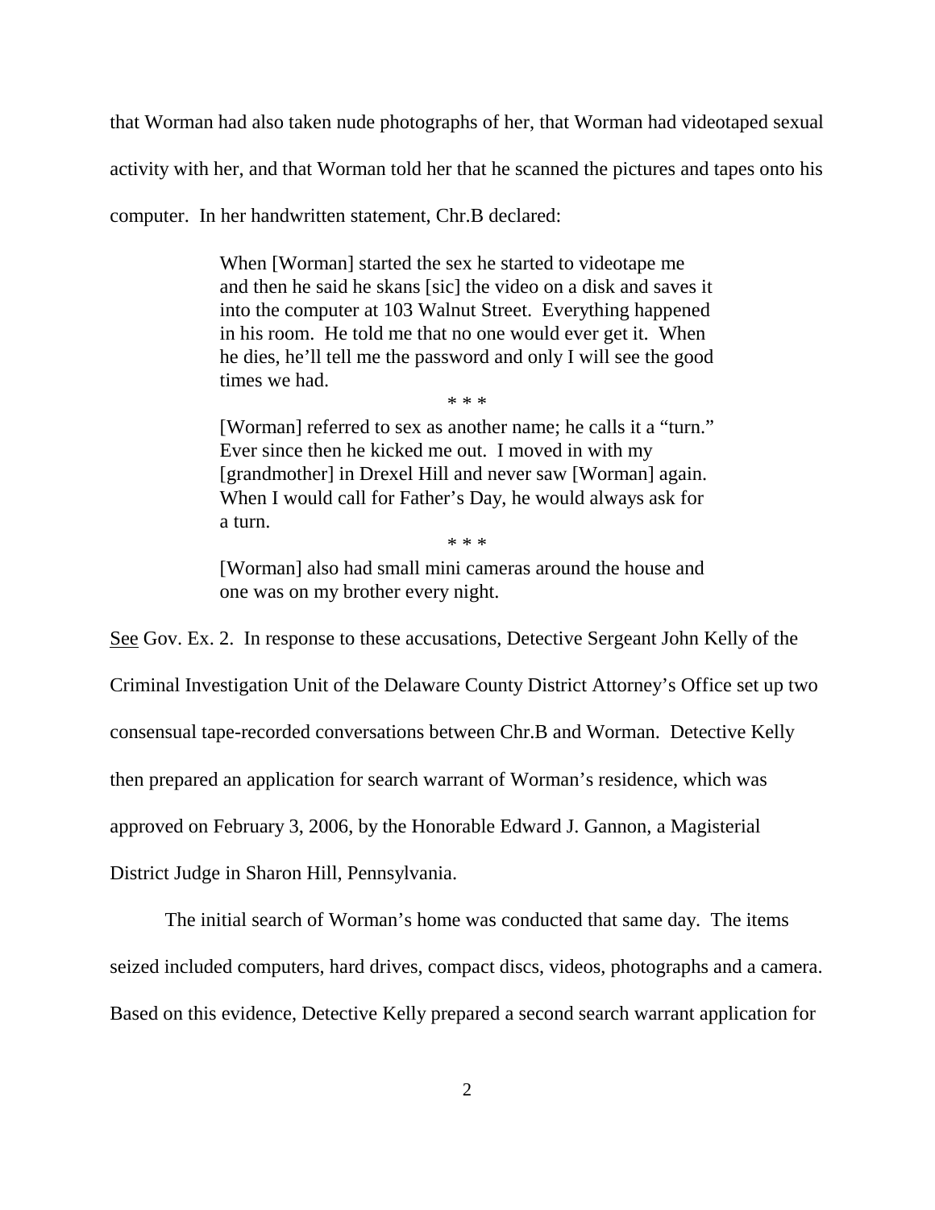that Worman had also taken nude photographs of her, that Worman had videotaped sexual activity with her, and that Worman told her that he scanned the pictures and tapes onto his computer. In her handwritten statement, Chr.B declared:

> When [Worman] started the sex he started to videotape me and then he said he skans [sic] the video on a disk and saves it into the computer at 103 Walnut Street. Everything happened in his room. He told me that no one would ever get it. When he dies, he'll tell me the password and only I will see the good times we had.
>
> \* \* \*
>
> [Worman] referred to sex as another name; he calls it a "turn." Ever since then he kicked me out. I moved in with my [grandmother] in Drexel Hill and never saw [Worman] again. When I would call for Father's Day, he would always ask for a turn.
>
> \* \* \*
>
> [Worman] also had small mini cameras around the house and one was on my brother every night.

See Gov. Ex. 2. In response to these accusations, Detective Sergeant John Kelly of the Criminal Investigation Unit of the Delaware County District Attorney's Office set up two consensual tape-recorded conversations between Chr.B and Worman. Detective Kelly then prepared an application for search warrant of Worman's residence, which was approved on February 3, 2006, by the Honorable Edward J. Gannon, a Magisterial District Judge in Sharon Hill, Pennsylvania.

The initial search of Worman's home was conducted that same day. The items seized included computers, hard drives, compact discs, videos, photographs and a camera. Based on this evidence, Detective Kelly prepared a second search warrant application for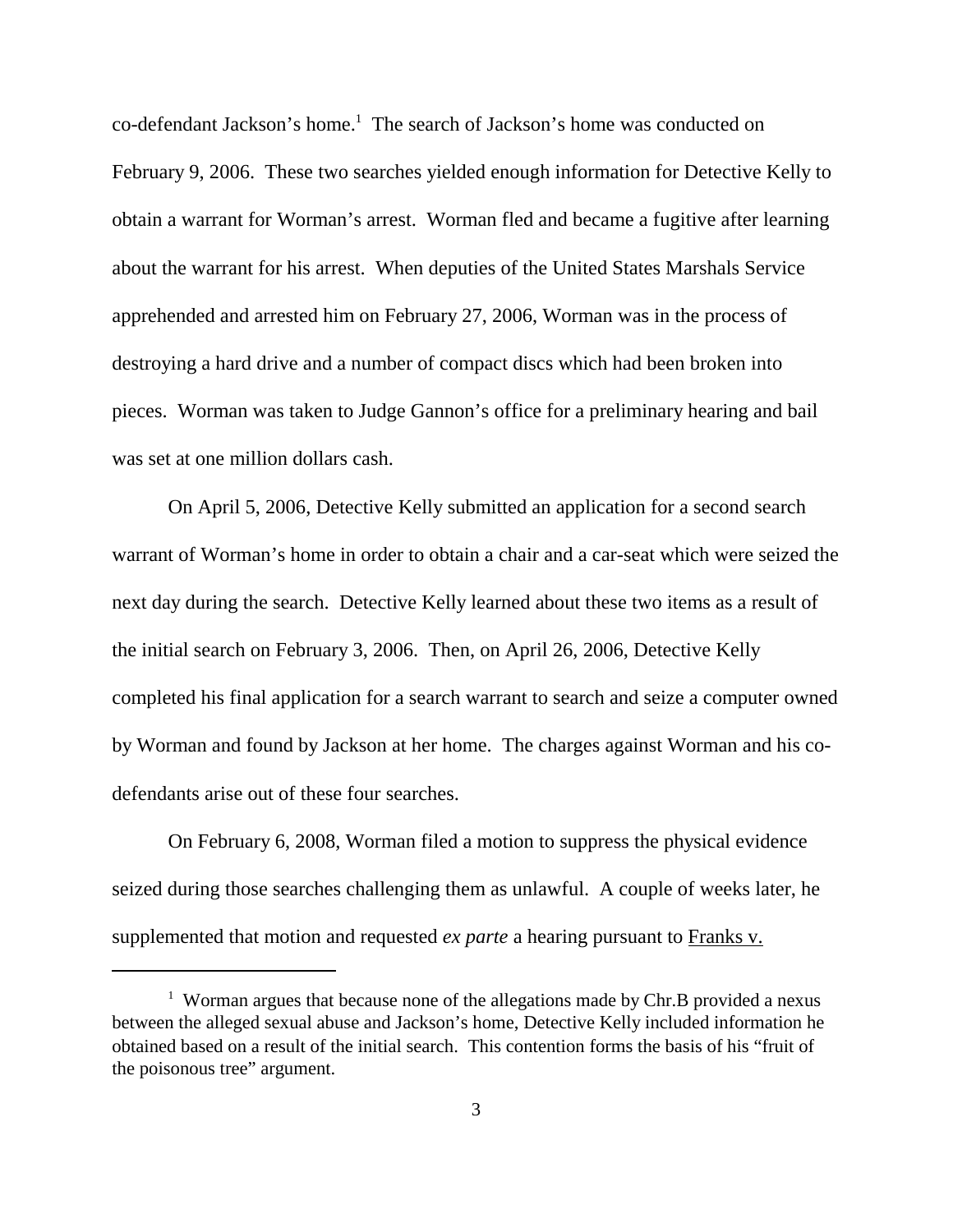co-defendant Jackson's home.[1] The search of Jackson's home was conducted on February 9, 2006. These two searches yielded enough information for Detective Kelly to obtain a warrant for Worman's arrest. Worman fled and became a fugitive after learning about the warrant for his arrest. When deputies of the United States Marshals Service apprehended and arrested him on February 27, 2006, Worman was in the process of destroying a hard drive and a number of compact discs which had been broken into pieces. Worman was taken to Judge Gannon's office for a preliminary hearing and bail was set at one million dollars cash.

On April 5, 2006, Detective Kelly submitted an application for a second search warrant of Worman's home in order to obtain a chair and a car-seat which were seized the next day during the search. Detective Kelly learned about these two items as a result of the initial search on February 3, 2006. Then, on April 26, 2006, Detective Kelly completed his final application for a search warrant to search and seize a computer owned by Worman and found by Jackson at her home. The charges against Worman and his co-defendants arise out of these four searches.

On February 6, 2008, Worman filed a motion to suppress the physical evidence seized during those searches challenging them as unlawful. A couple of weeks later, he supplemented that motion and requested *ex parte* a hearing pursuant to Franks v.

---

[1] Worman argues that because none of the allegations made by Chr.B provided a nexus between the alleged sexual abuse and Jackson's home, Detective Kelly included information he obtained based on a result of the initial search. This contention forms the basis of his "fruit of the poisonous tree" argument.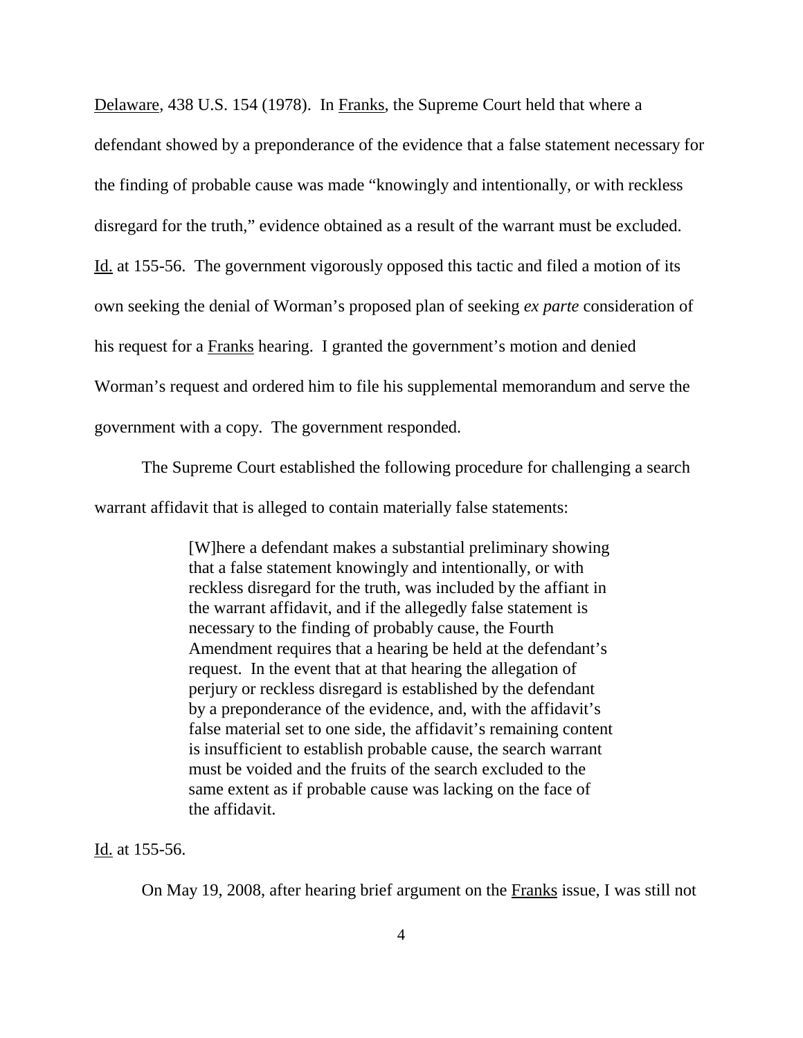Delaware, 438 U.S. 154 (1978). In Franks, the Supreme Court held that where a defendant showed by a preponderance of the evidence that a false statement necessary for the finding of probable cause was made "knowingly and intentionally, or with reckless disregard for the truth," evidence obtained as a result of the warrant must be excluded. Id. at 155-56. The government vigorously opposed this tactic and filed a motion of its own seeking the denial of Worman's proposed plan of seeking *ex parte* consideration of his request for a Franks hearing. I granted the government's motion and denied Worman's request and ordered him to file his supplemental memorandum and serve the government with a copy. The government responded.

The Supreme Court established the following procedure for challenging a search warrant affidavit that is alleged to contain materially false statements:

> [W]here a defendant makes a substantial preliminary showing that a false statement knowingly and intentionally, or with reckless disregard for the truth, was included by the affiant in the warrant affidavit, and if the allegedly false statement is necessary to the finding of probably cause, the Fourth Amendment requires that a hearing be held at the defendant's request. In the event that at that hearing the allegation of perjury or reckless disregard is established by the defendant by a preponderance of the evidence, and, with the affidavit's false material set to one side, the affidavit's remaining content is insufficient to establish probable cause, the search warrant must be voided and the fruits of the search excluded to the same extent as if probable cause was lacking on the face of the affidavit.

Id. at 155-56.

On May 19, 2008, after hearing brief argument on the Franks issue, I was still not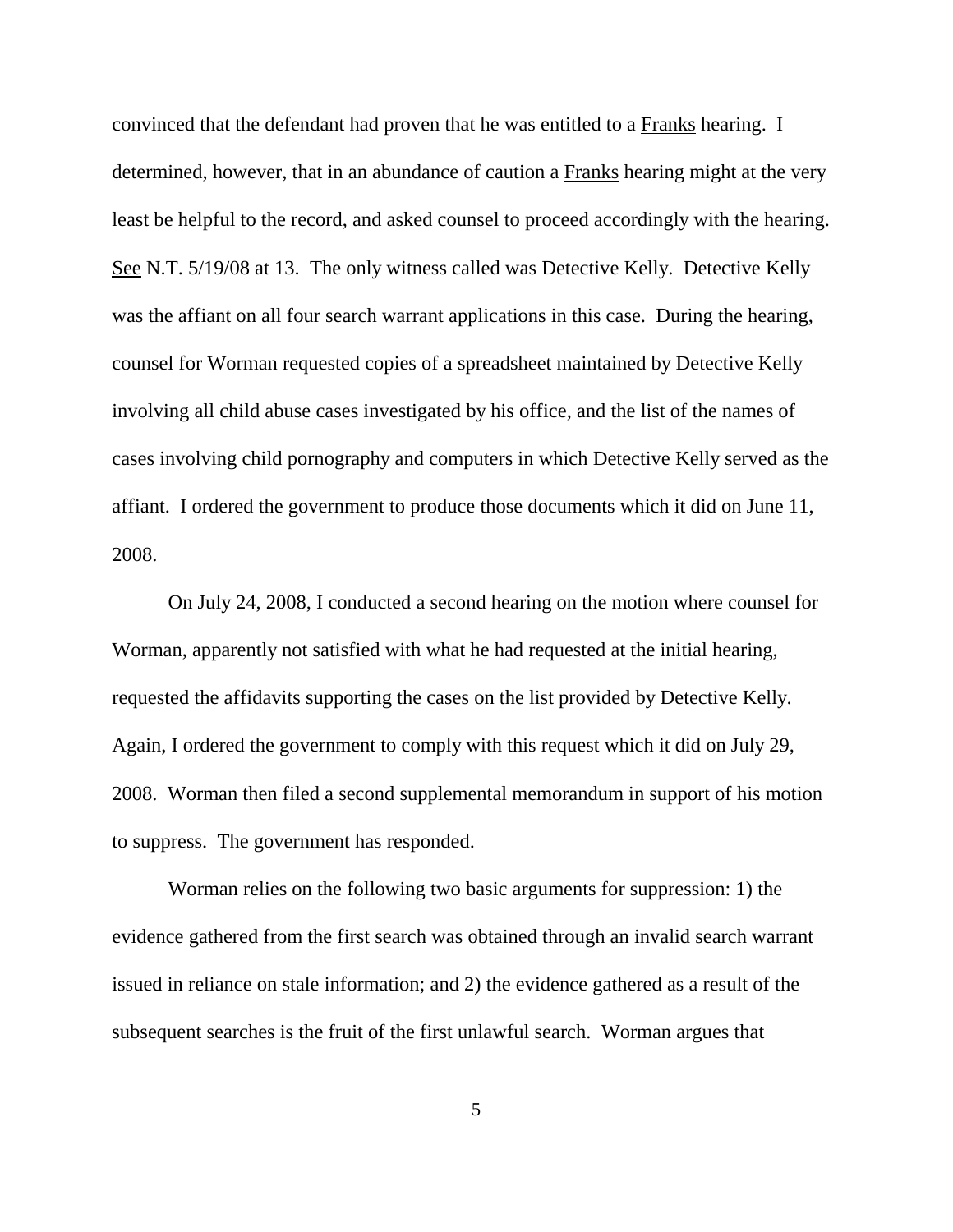convinced that the defendant had proven that he was entitled to a Franks hearing. I determined, however, that in an abundance of caution a Franks hearing might at the very least be helpful to the record, and asked counsel to proceed accordingly with the hearing. See N.T. 5/19/08 at 13. The only witness called was Detective Kelly. Detective Kelly was the affiant on all four search warrant applications in this case. During the hearing, counsel for Worman requested copies of a spreadsheet maintained by Detective Kelly involving all child abuse cases investigated by his office, and the list of the names of cases involving child pornography and computers in which Detective Kelly served as the affiant. I ordered the government to produce those documents which it did on June 11, 2008.

On July 24, 2008, I conducted a second hearing on the motion where counsel for Worman, apparently not satisfied with what he had requested at the initial hearing, requested the affidavits supporting the cases on the list provided by Detective Kelly. Again, I ordered the government to comply with this request which it did on July 29, 2008. Worman then filed a second supplemental memorandum in support of his motion to suppress. The government has responded.

Worman relies on the following two basic arguments for suppression: 1) the evidence gathered from the first search was obtained through an invalid search warrant issued in reliance on stale information; and 2) the evidence gathered as a result of the subsequent searches is the fruit of the first unlawful search. Worman argues that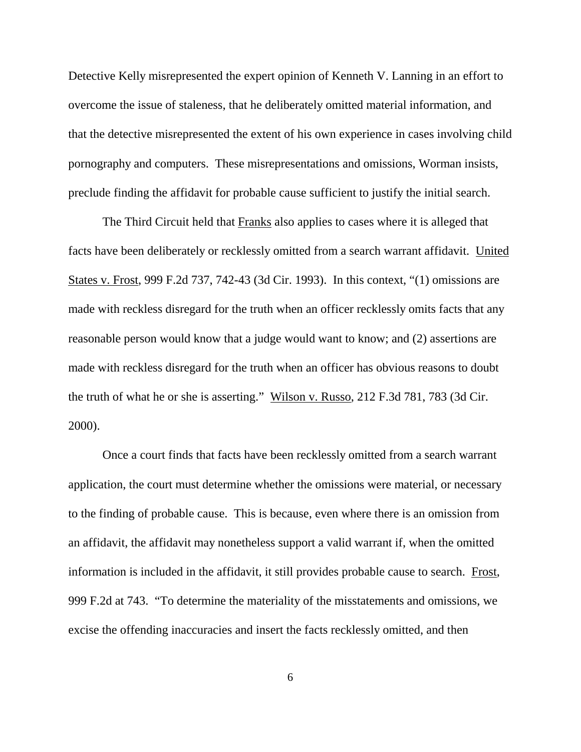Detective Kelly misrepresented the expert opinion of Kenneth V. Lanning in an effort to overcome the issue of staleness, that he deliberately omitted material information, and that the detective misrepresented the extent of his own experience in cases involving child pornography and computers. These misrepresentations and omissions, Worman insists, preclude finding the affidavit for probable cause sufficient to justify the initial search.

The Third Circuit held that Franks also applies to cases where it is alleged that facts have been deliberately or recklessly omitted from a search warrant affidavit. United States v. Frost, 999 F.2d 737, 742-43 (3d Cir. 1993). In this context, "(1) omissions are made with reckless disregard for the truth when an officer recklessly omits facts that any reasonable person would know that a judge would want to know; and (2) assertions are made with reckless disregard for the truth when an officer has obvious reasons to doubt the truth of what he or she is asserting." Wilson v. Russo, 212 F.3d 781, 783 (3d Cir. 2000).

Once a court finds that facts have been recklessly omitted from a search warrant application, the court must determine whether the omissions were material, or necessary to the finding of probable cause. This is because, even where there is an omission from an affidavit, the affidavit may nonetheless support a valid warrant if, when the omitted information is included in the affidavit, it still provides probable cause to search. Frost, 999 F.2d at 743. "To determine the materiality of the misstatements and omissions, we excise the offending inaccuracies and insert the facts recklessly omitted, and then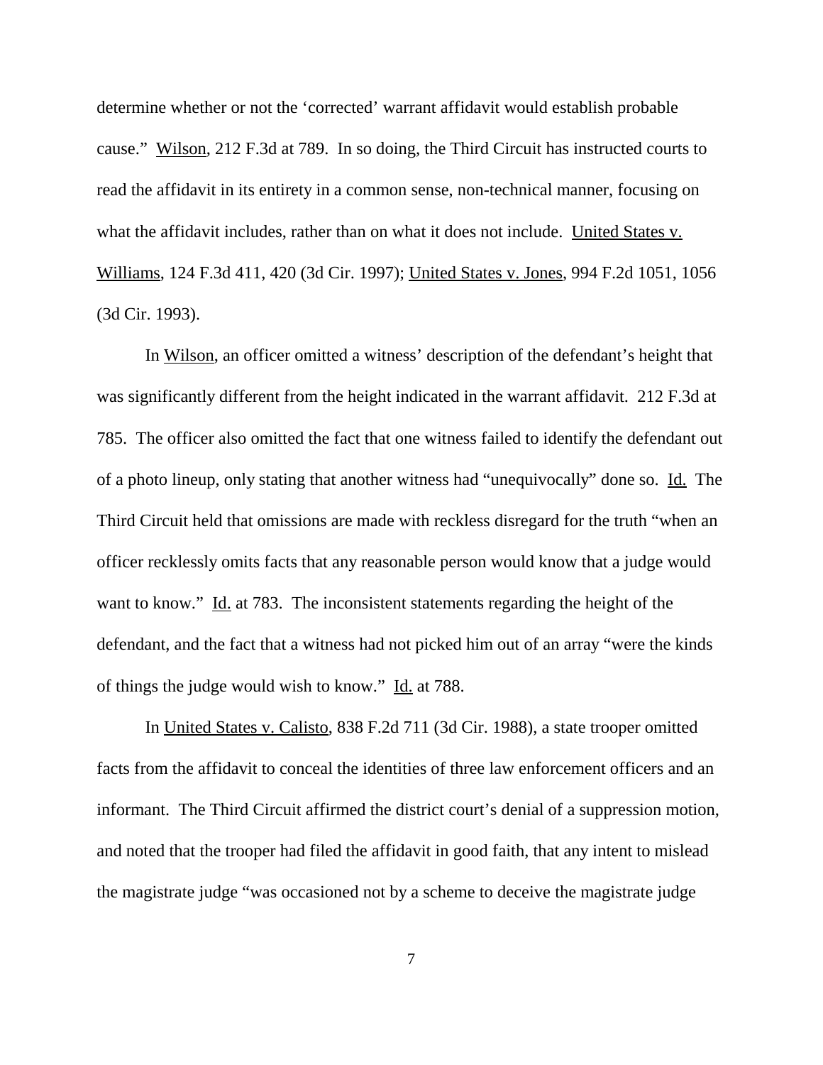determine whether or not the 'corrected' warrant affidavit would establish probable cause." Wilson, 212 F.3d at 789. In so doing, the Third Circuit has instructed courts to read the affidavit in its entirety in a common sense, non-technical manner, focusing on what the affidavit includes, rather than on what it does not include. United States v. Williams, 124 F.3d 411, 420 (3d Cir. 1997); United States v. Jones, 994 F.2d 1051, 1056 (3d Cir. 1993).

In Wilson, an officer omitted a witness' description of the defendant's height that was significantly different from the height indicated in the warrant affidavit. 212 F.3d at 785. The officer also omitted the fact that one witness failed to identify the defendant out of a photo lineup, only stating that another witness had "unequivocally" done so. Id. The Third Circuit held that omissions are made with reckless disregard for the truth "when an officer recklessly omits facts that any reasonable person would know that a judge would want to know." Id. at 783. The inconsistent statements regarding the height of the defendant, and the fact that a witness had not picked him out of an array "were the kinds of things the judge would wish to know." Id. at 788.

In United States v. Calisto, 838 F.2d 711 (3d Cir. 1988), a state trooper omitted facts from the affidavit to conceal the identities of three law enforcement officers and an informant. The Third Circuit affirmed the district court's denial of a suppression motion, and noted that the trooper had filed the affidavit in good faith, that any intent to mislead the magistrate judge "was occasioned not by a scheme to deceive the magistrate judge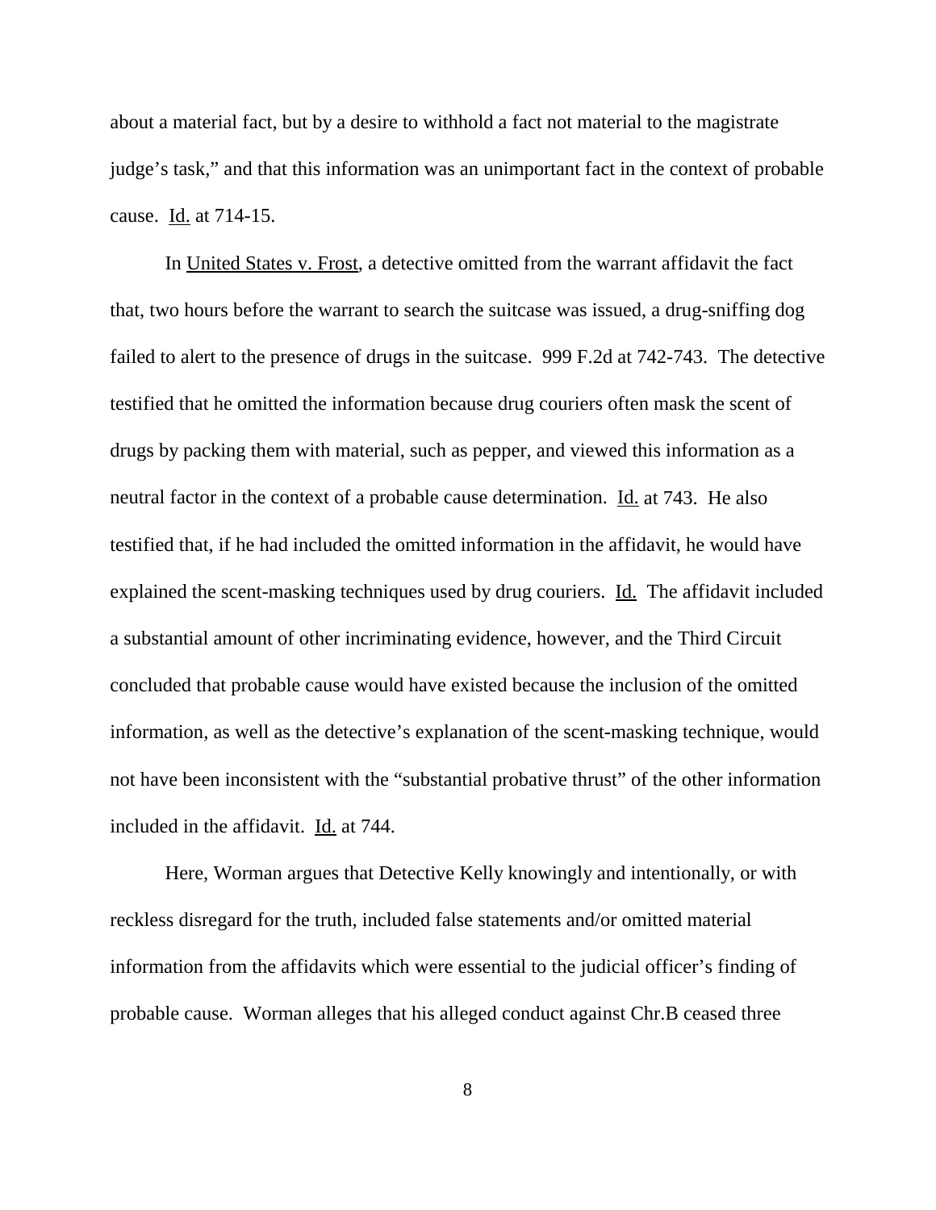about a material fact, but by a desire to withhold a fact not material to the magistrate judge's task," and that this information was an unimportant fact in the context of probable cause. Id. at 714-15.

In United States v. Frost, a detective omitted from the warrant affidavit the fact that, two hours before the warrant to search the suitcase was issued, a drug-sniffing dog failed to alert to the presence of drugs in the suitcase. 999 F.2d at 742-743. The detective testified that he omitted the information because drug couriers often mask the scent of drugs by packing them with material, such as pepper, and viewed this information as a neutral factor in the context of a probable cause determination. Id. at 743. He also testified that, if he had included the omitted information in the affidavit, he would have explained the scent-masking techniques used by drug couriers. Id. The affidavit included a substantial amount of other incriminating evidence, however, and the Third Circuit concluded that probable cause would have existed because the inclusion of the omitted information, as well as the detective's explanation of the scent-masking technique, would not have been inconsistent with the "substantial probative thrust" of the other information included in the affidavit. Id. at 744.

Here, Worman argues that Detective Kelly knowingly and intentionally, or with reckless disregard for the truth, included false statements and/or omitted material information from the affidavits which were essential to the judicial officer's finding of probable cause. Worman alleges that his alleged conduct against Chr.B ceased three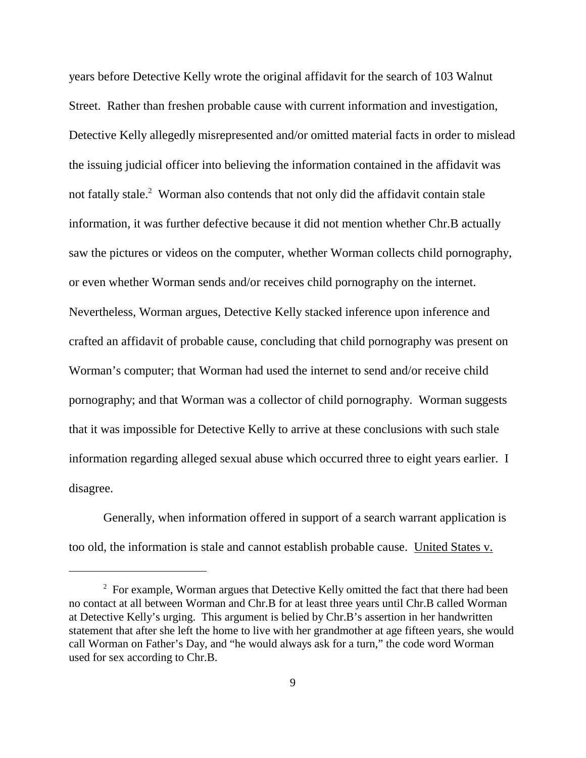years before Detective Kelly wrote the original affidavit for the search of 103 Walnut Street. Rather than freshen probable cause with current information and investigation, Detective Kelly allegedly misrepresented and/or omitted material facts in order to mislead the issuing judicial officer into believing the information contained in the affidavit was not fatally stale.[2] Worman also contends that not only did the affidavit contain stale information, it was further defective because it did not mention whether Chr.B actually saw the pictures or videos on the computer, whether Worman collects child pornography, or even whether Worman sends and/or receives child pornography on the internet. Nevertheless, Worman argues, Detective Kelly stacked inference upon inference and crafted an affidavit of probable cause, concluding that child pornography was present on Worman's computer; that Worman had used the internet to send and/or receive child pornography; and that Worman was a collector of child pornography. Worman suggests that it was impossible for Detective Kelly to arrive at these conclusions with such stale information regarding alleged sexual abuse which occurred three to eight years earlier. I disagree.

Generally, when information offered in support of a search warrant application is too old, the information is stale and cannot establish probable cause. United States v.

[2] For example, Worman argues that Detective Kelly omitted the fact that there had been no contact at all between Worman and Chr.B for at least three years until Chr.B called Worman at Detective Kelly's urging. This argument is belied by Chr.B's assertion in her handwritten statement that after she left the home to live with her grandmother at age fifteen years, she would call Worman on Father's Day, and "he would always ask for a turn," the code word Worman used for sex according to Chr.B.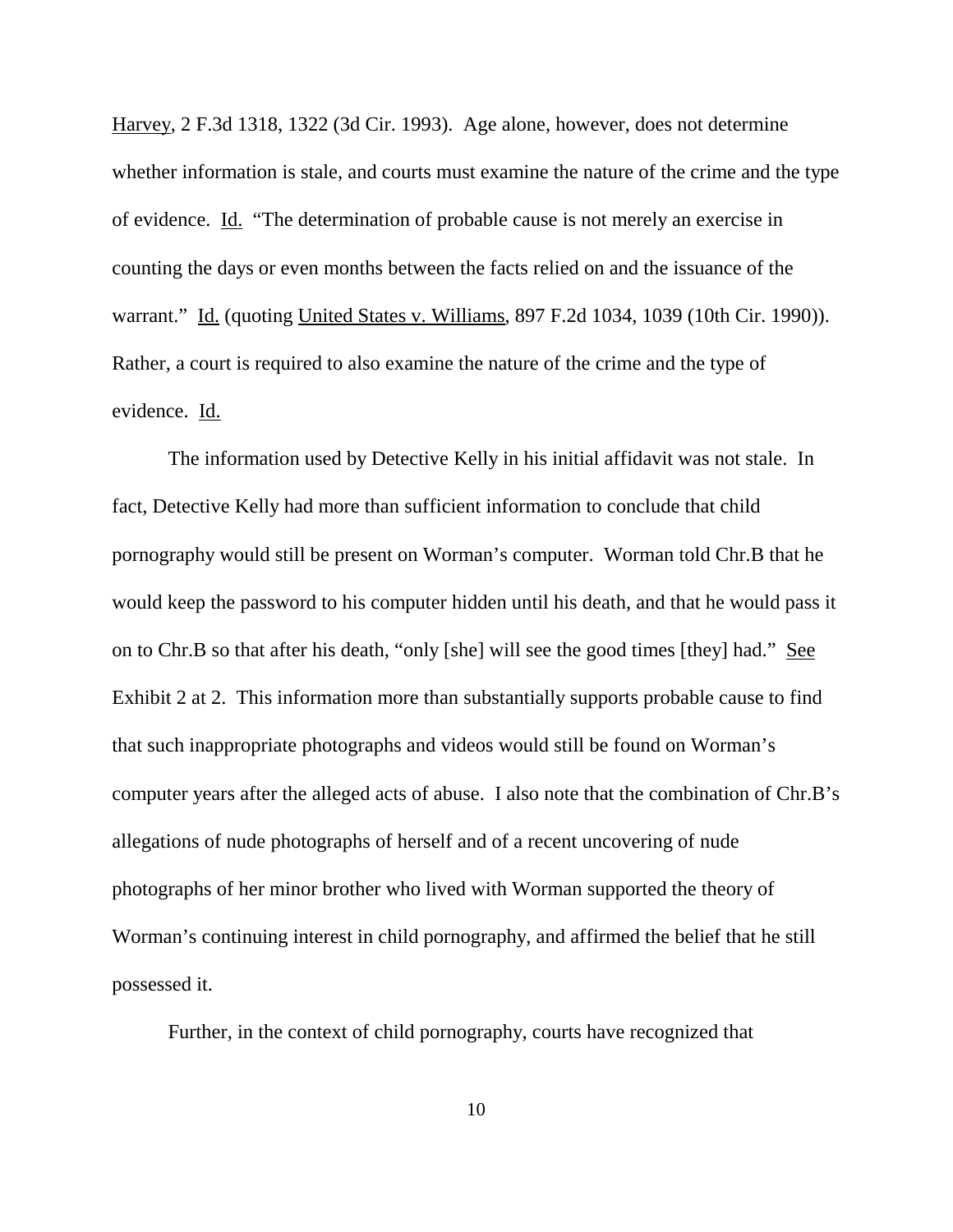Harvey, 2 F.3d 1318, 1322 (3d Cir. 1993). Age alone, however, does not determine whether information is stale, and courts must examine the nature of the crime and the type of evidence. Id. "The determination of probable cause is not merely an exercise in counting the days or even months between the facts relied on and the issuance of the warrant." Id. (quoting United States v. Williams, 897 F.2d 1034, 1039 (10th Cir. 1990)). Rather, a court is required to also examine the nature of the crime and the type of evidence. Id.

The information used by Detective Kelly in his initial affidavit was not stale. In fact, Detective Kelly had more than sufficient information to conclude that child pornography would still be present on Worman's computer. Worman told Chr.B that he would keep the password to his computer hidden until his death, and that he would pass it on to Chr.B so that after his death, "only [she] will see the good times [they] had." See Exhibit 2 at 2. This information more than substantially supports probable cause to find that such inappropriate photographs and videos would still be found on Worman's computer years after the alleged acts of abuse. I also note that the combination of Chr.B's allegations of nude photographs of herself and of a recent uncovering of nude photographs of her minor brother who lived with Worman supported the theory of Worman's continuing interest in child pornography, and affirmed the belief that he still possessed it.

Further, in the context of child pornography, courts have recognized that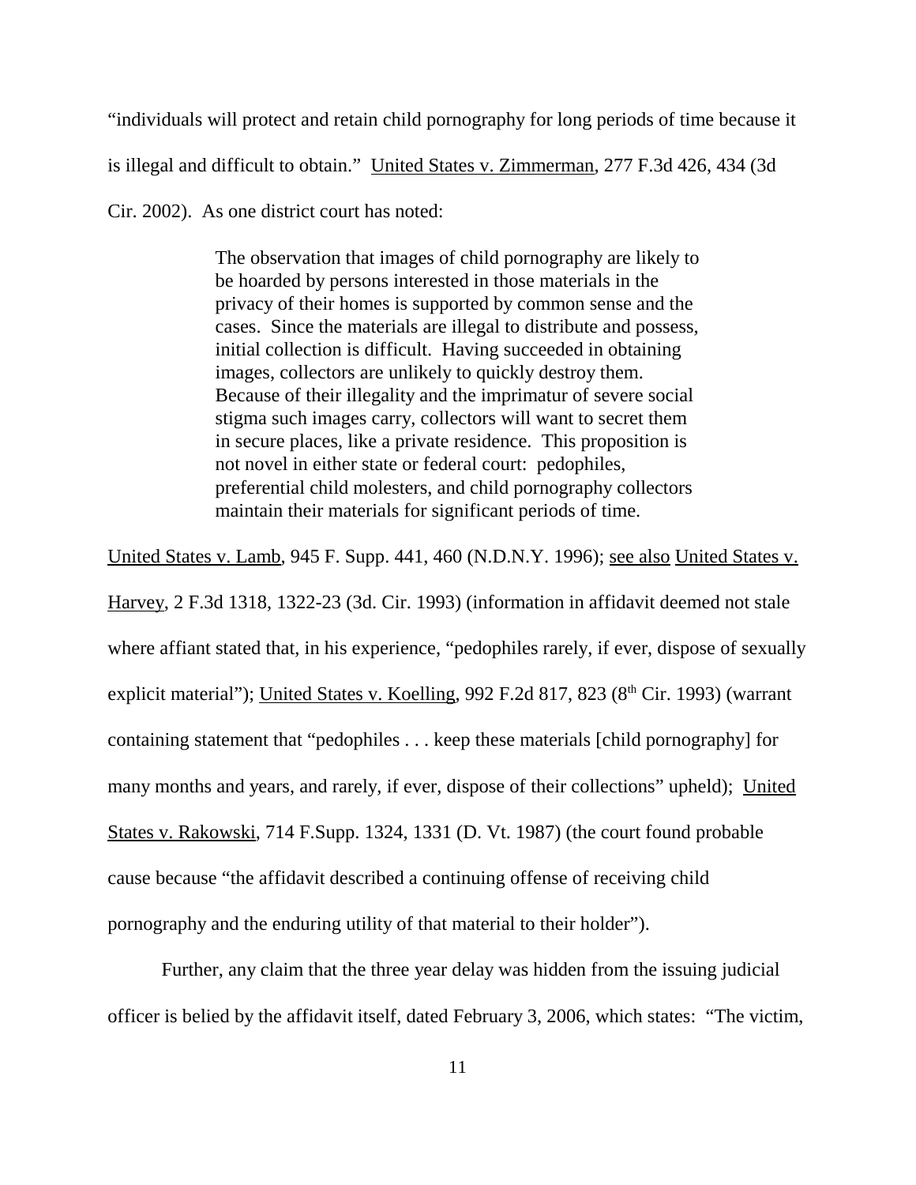"individuals will protect and retain child pornography for long periods of time because it is illegal and difficult to obtain." United States v. Zimmerman, 277 F.3d 426, 434 (3d Cir. 2002). As one district court has noted:

> The observation that images of child pornography are likely to be hoarded by persons interested in those materials in the privacy of their homes is supported by common sense and the cases. Since the materials are illegal to distribute and possess, initial collection is difficult. Having succeeded in obtaining images, collectors are unlikely to quickly destroy them. Because of their illegality and the imprimatur of severe social stigma such images carry, collectors will want to secret them in secure places, like a private residence. This proposition is not novel in either state or federal court: pedophiles, preferential child molesters, and child pornography collectors maintain their materials for significant periods of time.

United States v. Lamb, 945 F. Supp. 441, 460 (N.D.N.Y. 1996); see also United States v. Harvey, 2 F.3d 1318, 1322-23 (3d. Cir. 1993) (information in affidavit deemed not stale where affiant stated that, in his experience, "pedophiles rarely, if ever, dispose of sexually explicit material"); United States v. Koelling, 992 F.2d 817, 823 (8th Cir. 1993) (warrant containing statement that "pedophiles . . . keep these materials [child pornography] for many months and years, and rarely, if ever, dispose of their collections" upheld); United States v. Rakowski, 714 F.Supp. 1324, 1331 (D. Vt. 1987) (the court found probable cause because "the affidavit described a continuing offense of receiving child pornography and the enduring utility of that material to their holder").

Further, any claim that the three year delay was hidden from the issuing judicial officer is belied by the affidavit itself, dated February 3, 2006, which states: "The victim,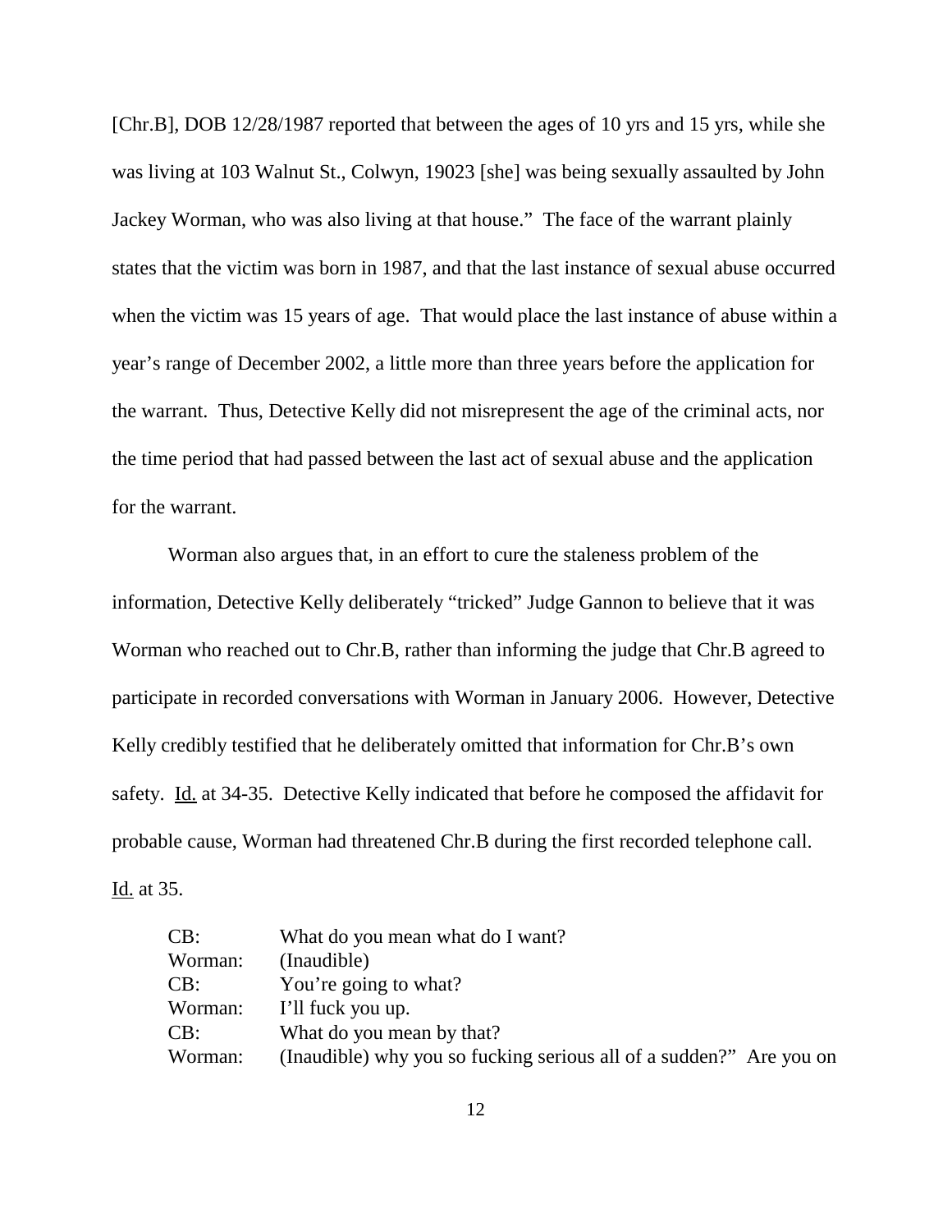[Chr.B], DOB 12/28/1987 reported that between the ages of 10 yrs and 15 yrs, while she was living at 103 Walnut St., Colwyn, 19023 [she] was being sexually assaulted by John Jackey Worman, who was also living at that house." The face of the warrant plainly states that the victim was born in 1987, and that the last instance of sexual abuse occurred when the victim was 15 years of age. That would place the last instance of abuse within a year's range of December 2002, a little more than three years before the application for the warrant. Thus, Detective Kelly did not misrepresent the age of the criminal acts, nor the time period that had passed between the last act of sexual abuse and the application for the warrant.

Worman also argues that, in an effort to cure the staleness problem of the information, Detective Kelly deliberately "tricked" Judge Gannon to believe that it was Worman who reached out to Chr.B, rather than informing the judge that Chr.B agreed to participate in recorded conversations with Worman in January 2006. However, Detective Kelly credibly testified that he deliberately omitted that information for Chr.B's own safety. Id. at 34-35. Detective Kelly indicated that before he composed the affidavit for probable cause, Worman had threatened Chr.B during the first recorded telephone call. Id. at 35.

| | |
|---|---|
| CB: | What do you mean what do I want? |
| Worman: | (Inaudible) |
| CB: | You're going to what? |
| Worman: | I'll fuck you up. |
| CB: | What do you mean by that? |
| Worman: | (Inaudible) why you so fucking serious all of a sudden?" Are you on |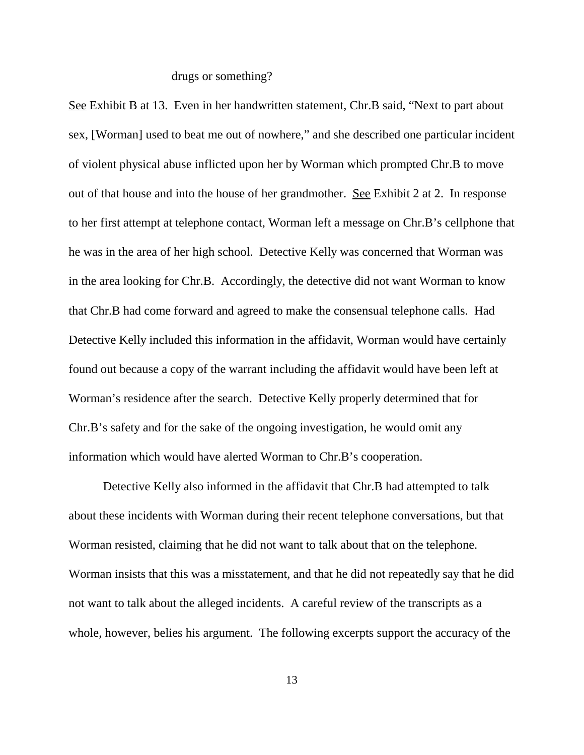drugs or something?

See Exhibit B at 13. Even in her handwritten statement, Chr.B said, "Next to part about sex, [Worman] used to beat me out of nowhere," and she described one particular incident of violent physical abuse inflicted upon her by Worman which prompted Chr.B to move out of that house and into the house of her grandmother. See Exhibit 2 at 2. In response to her first attempt at telephone contact, Worman left a message on Chr.B's cellphone that he was in the area of her high school. Detective Kelly was concerned that Worman was in the area looking for Chr.B. Accordingly, the detective did not want Worman to know that Chr.B had come forward and agreed to make the consensual telephone calls. Had Detective Kelly included this information in the affidavit, Worman would have certainly found out because a copy of the warrant including the affidavit would have been left at Worman's residence after the search. Detective Kelly properly determined that for Chr.B's safety and for the sake of the ongoing investigation, he would omit any information which would have alerted Worman to Chr.B's cooperation.

Detective Kelly also informed in the affidavit that Chr.B had attempted to talk about these incidents with Worman during their recent telephone conversations, but that Worman resisted, claiming that he did not want to talk about that on the telephone. Worman insists that this was a misstatement, and that he did not repeatedly say that he did not want to talk about the alleged incidents. A careful review of the transcripts as a whole, however, belies his argument. The following excerpts support the accuracy of the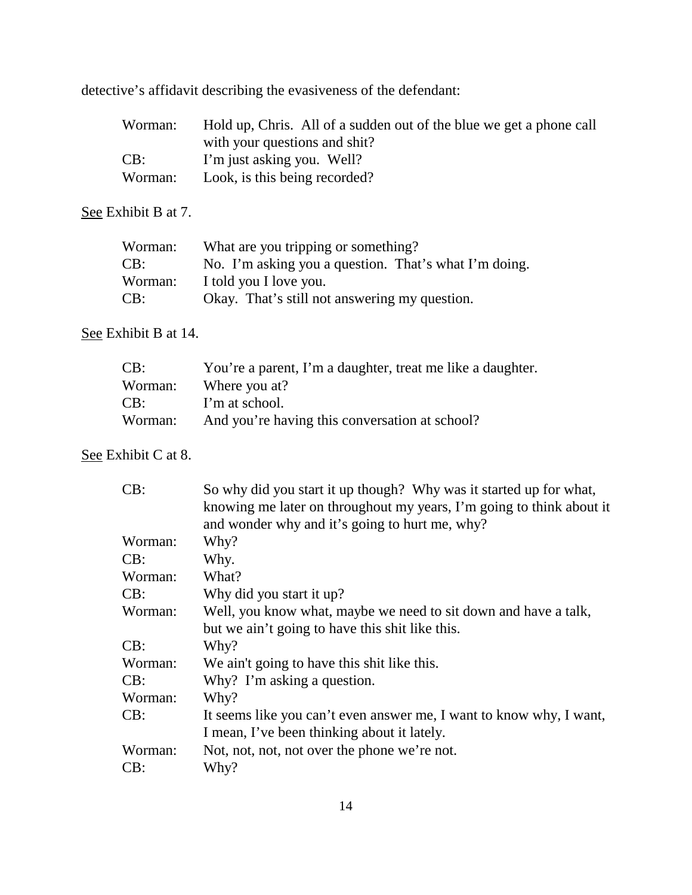detective's affidavit describing the evasiveness of the defendant:

> Worman: Hold up, Chris. All of a sudden out of the blue we get a phone call with your questions and shit?
> CB: I'm just asking you. Well?
> Worman: Look, is this being recorded?

See Exhibit B at 7.

> Worman: What are you tripping or something?
> CB: No. I'm asking you a question. That's what I'm doing.
> Worman: I told you I love you.
> CB: Okay. That's still not answering my question.

See Exhibit B at 14.

> CB: You're a parent, I'm a daughter, treat me like a daughter.
> Worman: Where you at?
> CB: I'm at school.
> Worman: And you're having this conversation at school?

See Exhibit C at 8.

> CB: So why did you start it up though? Why was it started up for what, knowing me later on throughout my years, I'm going to think about it and wonder why and it's going to hurt me, why?
> Worman: Why?
> CB: Why.
> Worman: What?
> CB: Why did you start it up?
> Worman: Well, you know what, maybe we need to sit down and have a talk, but we ain't going to have this shit like this.
> CB: Why?
> Worman: We ain't going to have this shit like this.
> CB: Why? I'm asking a question.
> Worman: Why?
> CB: It seems like you can't even answer me, I want to know why, I want, I mean, I've been thinking about it lately.
> Worman: Not, not, not, not over the phone we're not.
> CB: Why?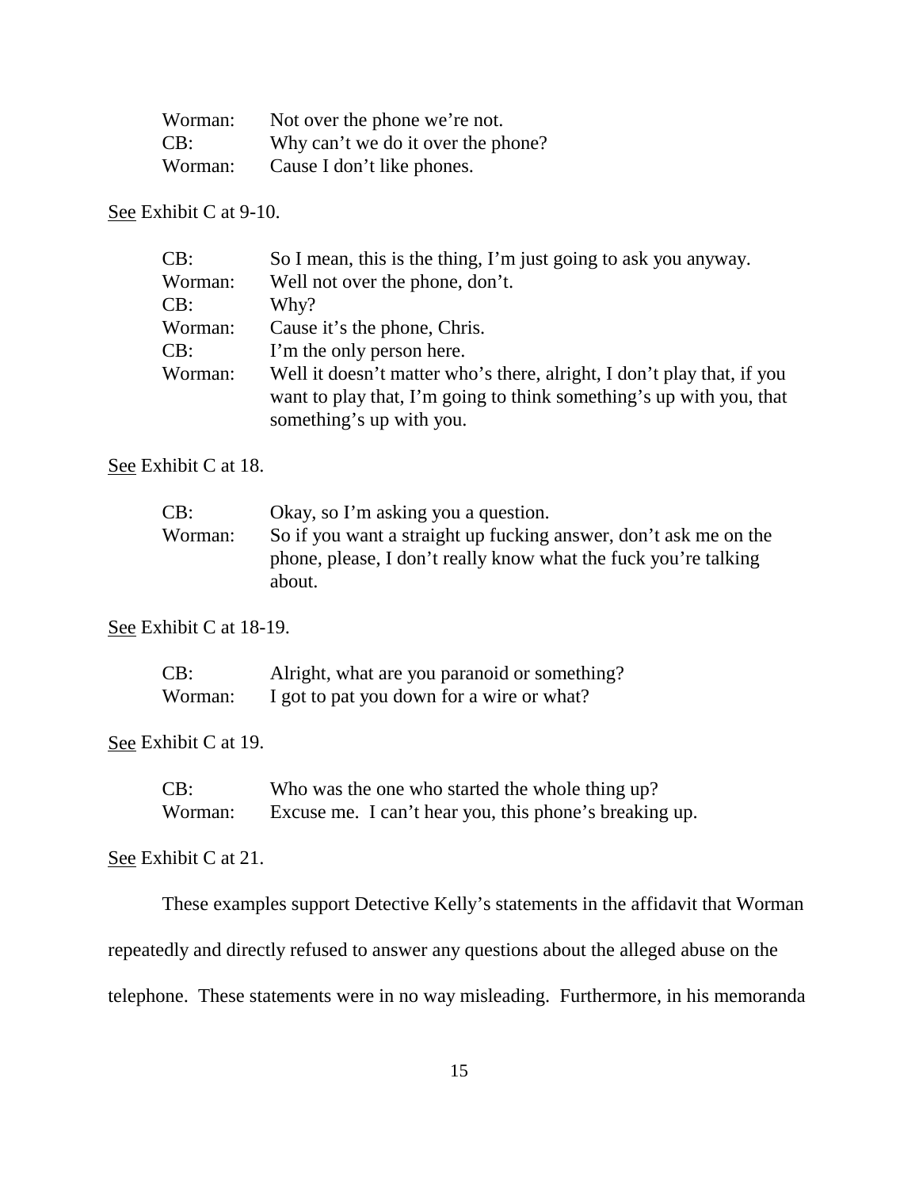| | |
|---|---|
| Worman: | Not over the phone we're not. |
| CB: | Why can't we do it over the phone? |
| Worman: | Cause I don't like phones. |

<u>See</u> Exhibit C at 9-10.

| | |
|---|---|
| CB: | So I mean, this is the thing, I'm just going to ask you anyway. |
| Worman: | Well not over the phone, don't. |
| CB: | Why? |
| Worman: | Cause it's the phone, Chris. |
| CB: | I'm the only person here. |
| Worman: | Well it doesn't matter who's there, alright, I don't play that, if you want to play that, I'm going to think something's up with you, that something's up with you. |

<u>See</u> Exhibit C at 18.

| | |
|---|---|
| CB: | Okay, so I'm asking you a question. |
| Worman: | So if you want a straight up fucking answer, don't ask me on the phone, please, I don't really know what the fuck you're talking about. |

<u>See</u> Exhibit C at 18-19.

| | |
|---|---|
| CB: | Alright, what are you paranoid or something? |
| Worman: | I got to pat you down for a wire or what? |

<u>See</u> Exhibit C at 19.

| | |
|---|---|
| CB: | Who was the one who started the whole thing up? |
| Worman: | Excuse me. I can't hear you, this phone's breaking up. |

<u>See</u> Exhibit C at 21.

These examples support Detective Kelly's statements in the affidavit that Worman repeatedly and directly refused to answer any questions about the alleged abuse on the telephone. These statements were in no way misleading. Furthermore, in his memoranda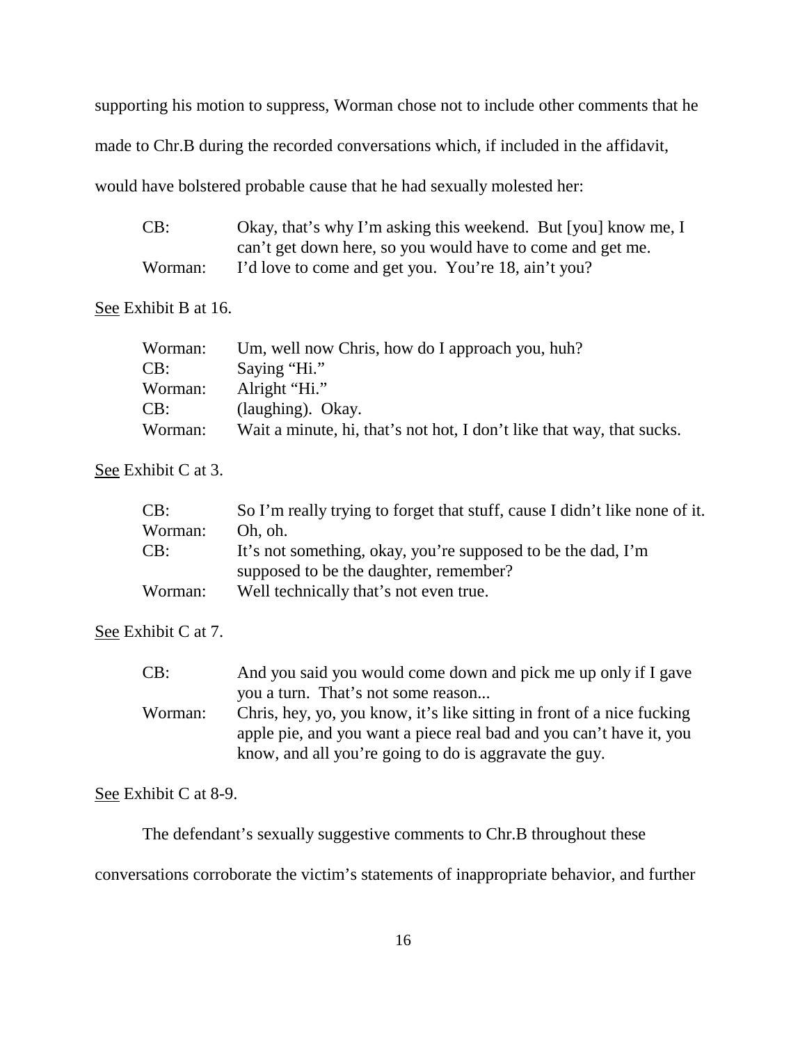supporting his motion to suppress, Worman chose not to include other comments that he made to Chr.B during the recorded conversations which, if included in the affidavit, would have bolstered probable cause that he had sexually molested her:

| | |
|---|---|
| CB: | Okay, that's why I'm asking this weekend. But [you] know me, I can't get down here, so you would have to come and get me. |
| Worman: | I'd love to come and get you. You're 18, ain't you? |

See Exhibit B at 16.

| | |
|---|---|
| Worman: | Um, well now Chris, how do I approach you, huh? |
| CB: | Saying "Hi." |
| Worman: | Alright "Hi." |
| CB: | (laughing). Okay. |
| Worman: | Wait a minute, hi, that's not hot, I don't like that way, that sucks. |

See Exhibit C at 3.

| | |
|---|---|
| CB: | So I'm really trying to forget that stuff, cause I didn't like none of it. |
| Worman: | Oh, oh. |
| CB: | It's not something, okay, you're supposed to be the dad, I'm supposed to be the daughter, remember? |
| Worman: | Well technically that's not even true. |

See Exhibit C at 7.

| | |
|---|---|
| CB: | And you said you would come down and pick me up only if I gave you a turn. That's not some reason... |
| Worman: | Chris, hey, yo, you know, it's like sitting in front of a nice fucking apple pie, and you want a piece real bad and you can't have it, you know, and all you're going to do is aggravate the guy. |

See Exhibit C at 8-9.

The defendant's sexually suggestive comments to Chr.B throughout these conversations corroborate the victim's statements of inappropriate behavior, and further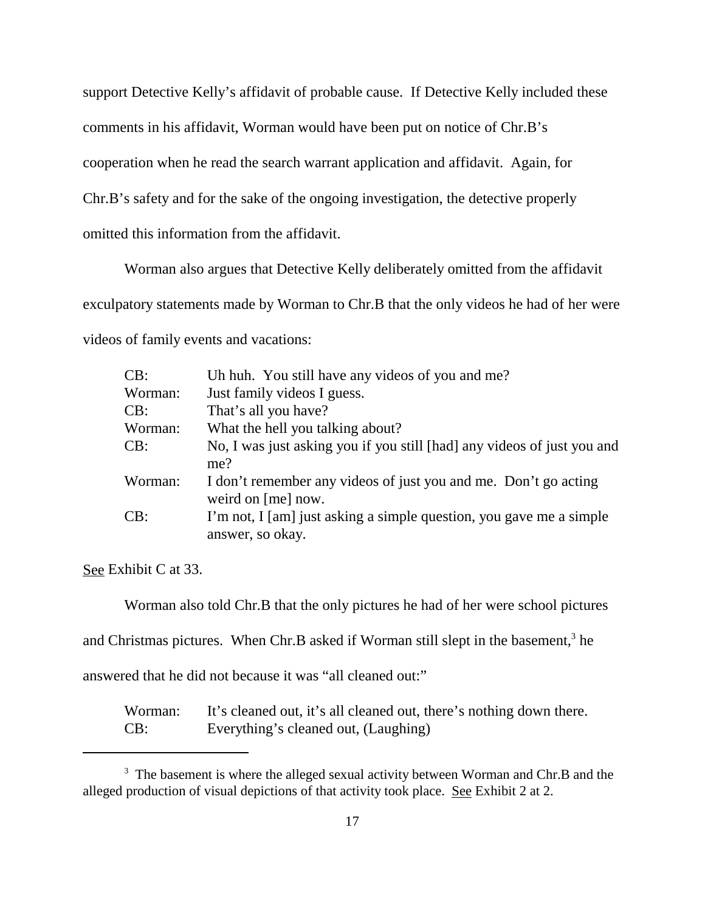support Detective Kelly's affidavit of probable cause. If Detective Kelly included these comments in his affidavit, Worman would have been put on notice of Chr.B's cooperation when he read the search warrant application and affidavit. Again, for Chr.B's safety and for the sake of the ongoing investigation, the detective properly omitted this information from the affidavit.

Worman also argues that Detective Kelly deliberately omitted from the affidavit exculpatory statements made by Worman to Chr.B that the only videos he had of her were videos of family events and vacations:

| | |
|---|---|
| CB: | Uh huh. You still have any videos of you and me? |
| Worman: | Just family videos I guess. |
| CB: | That's all you have? |
| Worman: | What the hell you talking about? |
| CB: | No, I was just asking you if you still [had] any videos of just you and me? |
| Worman: | I don't remember any videos of just you and me. Don't go acting weird on [me] now. |
| CB: | I'm not, I [am] just asking a simple question, you gave me a simple answer, so okay. |

<u>See</u> Exhibit C at 33.

Worman also told Chr.B that the only pictures he had of her were school pictures and Christmas pictures. When Chr.B asked if Worman still slept in the basement,[3] he answered that he did not because it was "all cleaned out:"

| | |
|---|---|
| Worman: | It's cleaned out, it's all cleaned out, there's nothing down there. |
| CB: | Everything's cleaned out, (Laughing) |

---

[3] The basement is where the alleged sexual activity between Worman and Chr.B and the alleged production of visual depictions of that activity took place. <u>See</u> Exhibit 2 at 2.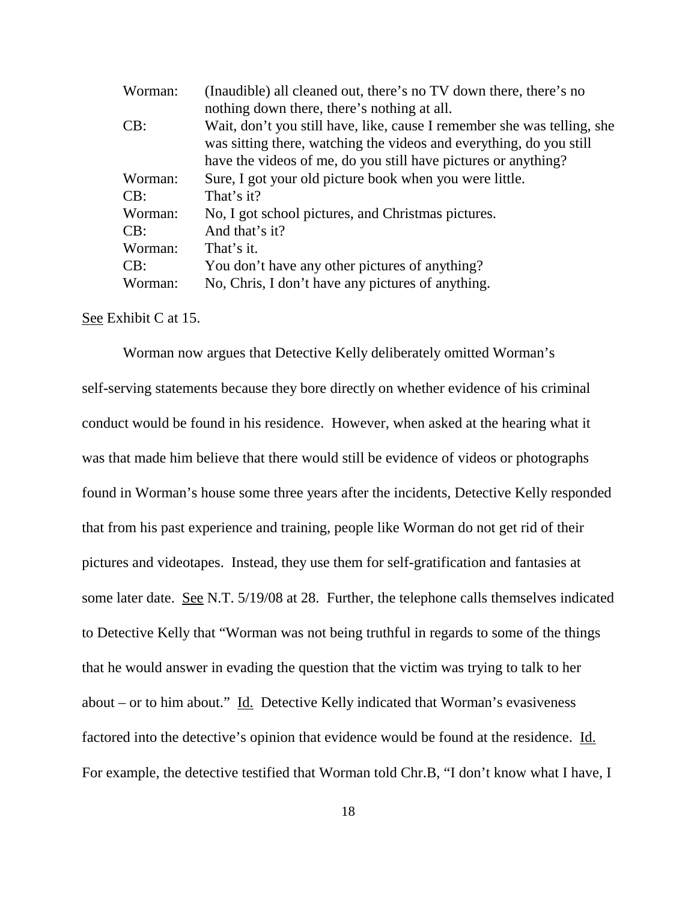| | |
|---|---|
| Worman: | (Inaudible) all cleaned out, there's no TV down there, there's no nothing down there, there's nothing at all. |
| CB: | Wait, don't you still have, like, cause I remember she was telling, she was sitting there, watching the videos and everything, do you still have the videos of me, do you still have pictures or anything? |
| Worman: | Sure, I got your old picture book when you were little. |
| CB: | That's it? |
| Worman: | No, I got school pictures, and Christmas pictures. |
| CB: | And that's it? |
| Worman: | That's it. |
| CB: | You don't have any other pictures of anything? |
| Worman: | No, Chris, I don't have any pictures of anything. |

See Exhibit C at 15.

Worman now argues that Detective Kelly deliberately omitted Worman's self-serving statements because they bore directly on whether evidence of his criminal conduct would be found in his residence. However, when asked at the hearing what it was that made him believe that there would still be evidence of videos or photographs found in Worman's house some three years after the incidents, Detective Kelly responded that from his past experience and training, people like Worman do not get rid of their pictures and videotapes. Instead, they use them for self-gratification and fantasies at some later date. See N.T. 5/19/08 at 28. Further, the telephone calls themselves indicated to Detective Kelly that "Worman was not being truthful in regards to some of the things that he would answer in evading the question that the victim was trying to talk to her about – or to him about." Id. Detective Kelly indicated that Worman's evasiveness factored into the detective's opinion that evidence would be found at the residence. Id. For example, the detective testified that Worman told Chr.B, "I don't know what I have, I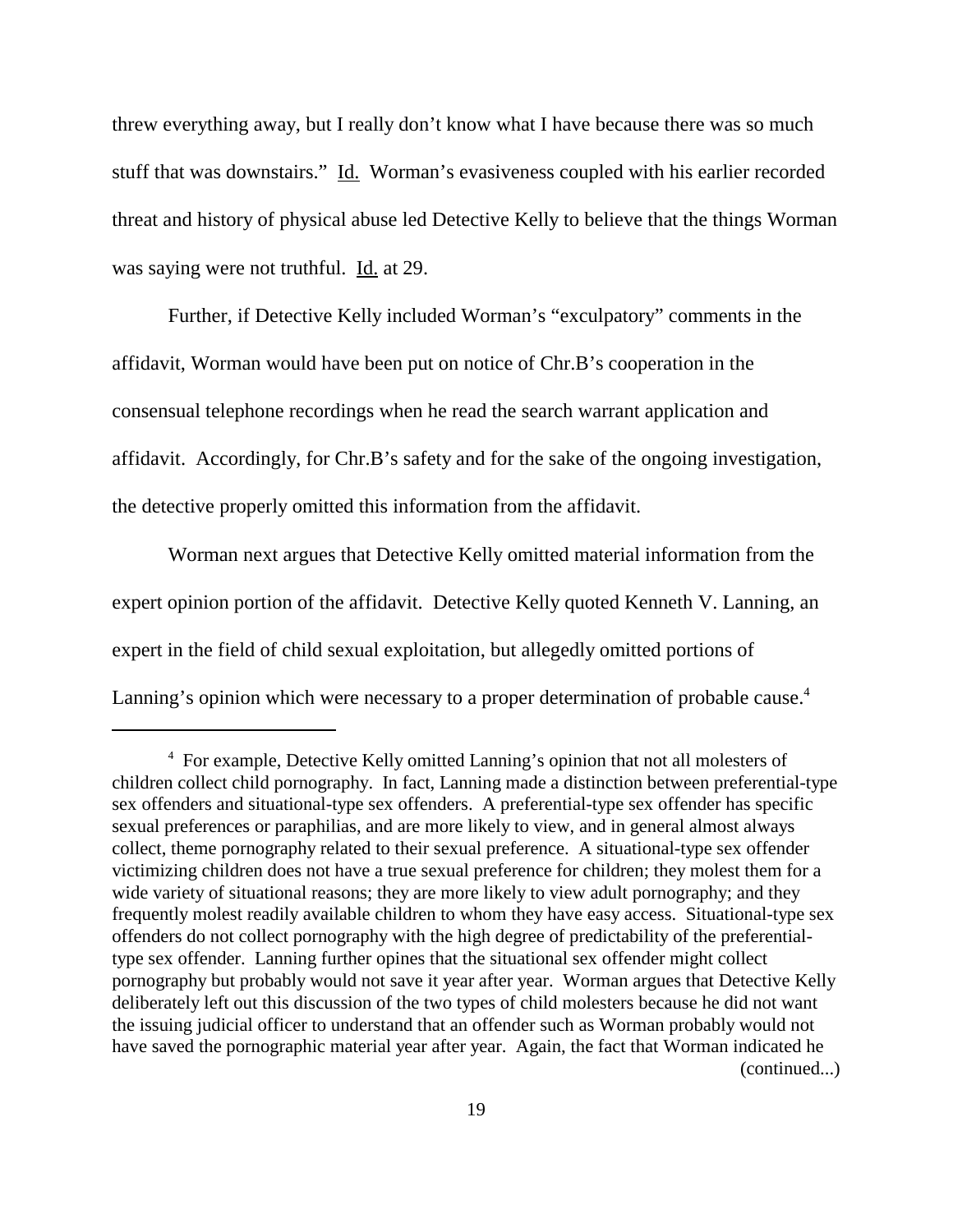threw everything away, but I really don't know what I have because there was so much stuff that was downstairs." Id. Worman's evasiveness coupled with his earlier recorded threat and history of physical abuse led Detective Kelly to believe that the things Worman was saying were not truthful. Id. at 29.

Further, if Detective Kelly included Worman's "exculpatory" comments in the affidavit, Worman would have been put on notice of Chr.B's cooperation in the consensual telephone recordings when he read the search warrant application and affidavit. Accordingly, for Chr.B's safety and for the sake of the ongoing investigation, the detective properly omitted this information from the affidavit.

Worman next argues that Detective Kelly omitted material information from the expert opinion portion of the affidavit. Detective Kelly quoted Kenneth V. Lanning, an expert in the field of child sexual exploitation, but allegedly omitted portions of Lanning's opinion which were necessary to a proper determination of probable cause.[4]

---

[4] For example, Detective Kelly omitted Lanning's opinion that not all molesters of children collect child pornography. In fact, Lanning made a distinction between preferential-type sex offenders and situational-type sex offenders. A preferential-type sex offender has specific sexual preferences or paraphilias, and are more likely to view, and in general almost always collect, theme pornography related to their sexual preference. A situational-type sex offender victimizing children does not have a true sexual preference for children; they molest them for a wide variety of situational reasons; they are more likely to view adult pornography; and they frequently molest readily available children to whom they have easy access. Situational-type sex offenders do not collect pornography with the high degree of predictability of the preferential-type sex offender. Lanning further opines that the situational sex offender might collect pornography but probably would not save it year after year. Worman argues that Detective Kelly deliberately left out this discussion of the two types of child molesters because he did not want the issuing judicial officer to understand that an offender such as Worman probably would not have saved the pornographic material year after year. Again, the fact that Worman indicated he (continued...)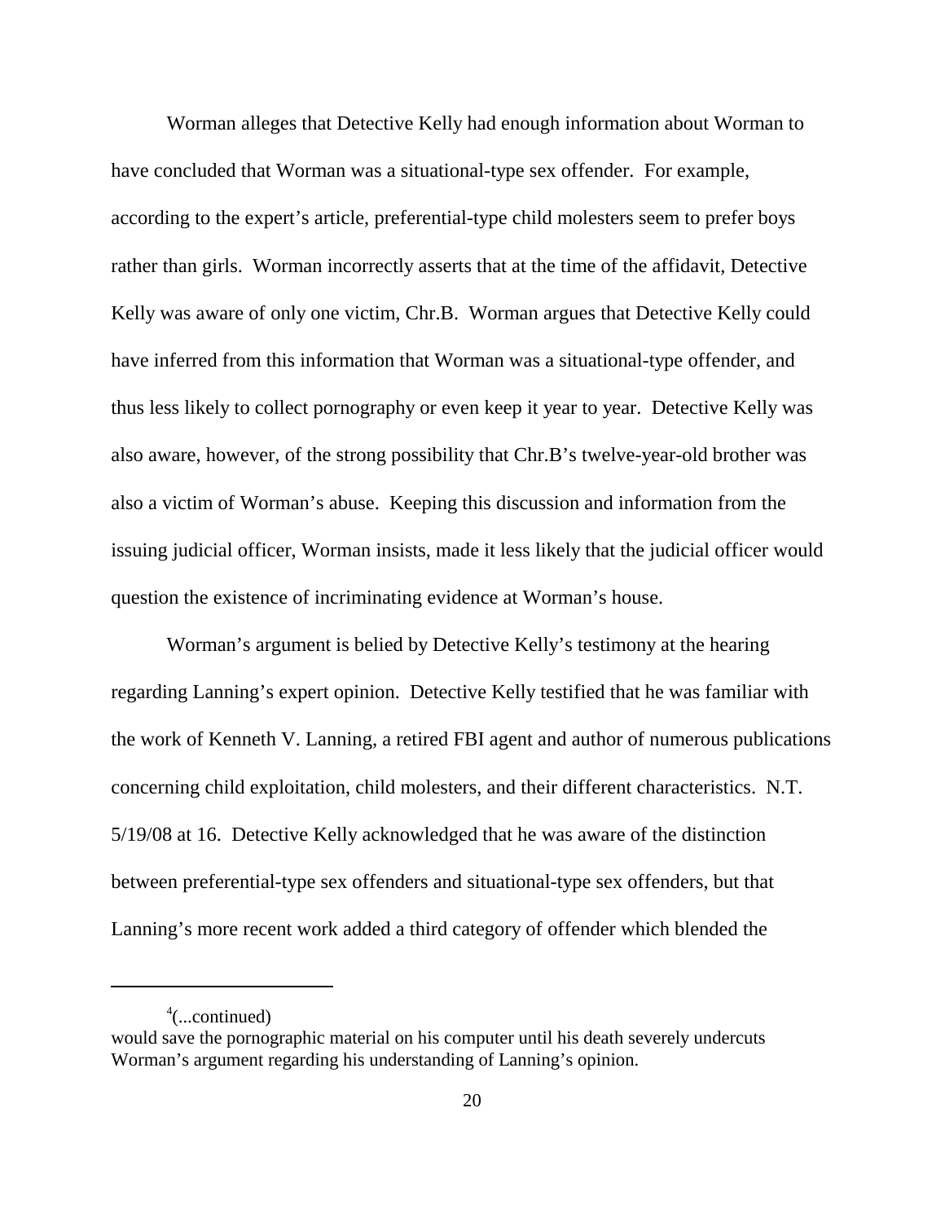Worman alleges that Detective Kelly had enough information about Worman to have concluded that Worman was a situational-type sex offender. For example, according to the expert's article, preferential-type child molesters seem to prefer boys rather than girls. Worman incorrectly asserts that at the time of the affidavit, Detective Kelly was aware of only one victim, Chr.B. Worman argues that Detective Kelly could have inferred from this information that Worman was a situational-type offender, and thus less likely to collect pornography or even keep it year to year. Detective Kelly was also aware, however, of the strong possibility that Chr.B's twelve-year-old brother was also a victim of Worman's abuse. Keeping this discussion and information from the issuing judicial officer, Worman insists, made it less likely that the judicial officer would question the existence of incriminating evidence at Worman's house.

Worman's argument is belied by Detective Kelly's testimony at the hearing regarding Lanning's expert opinion. Detective Kelly testified that he was familiar with the work of Kenneth V. Lanning, a retired FBI agent and author of numerous publications concerning child exploitation, child molesters, and their different characteristics. N.T. 5/19/08 at 16. Detective Kelly acknowledged that he was aware of the distinction between preferential-type sex offenders and situational-type sex offenders, but that Lanning's more recent work added a third category of offender which blended the

---

[4](...continued)
would save the pornographic material on his computer until his death severely undercuts Worman's argument regarding his understanding of Lanning's opinion.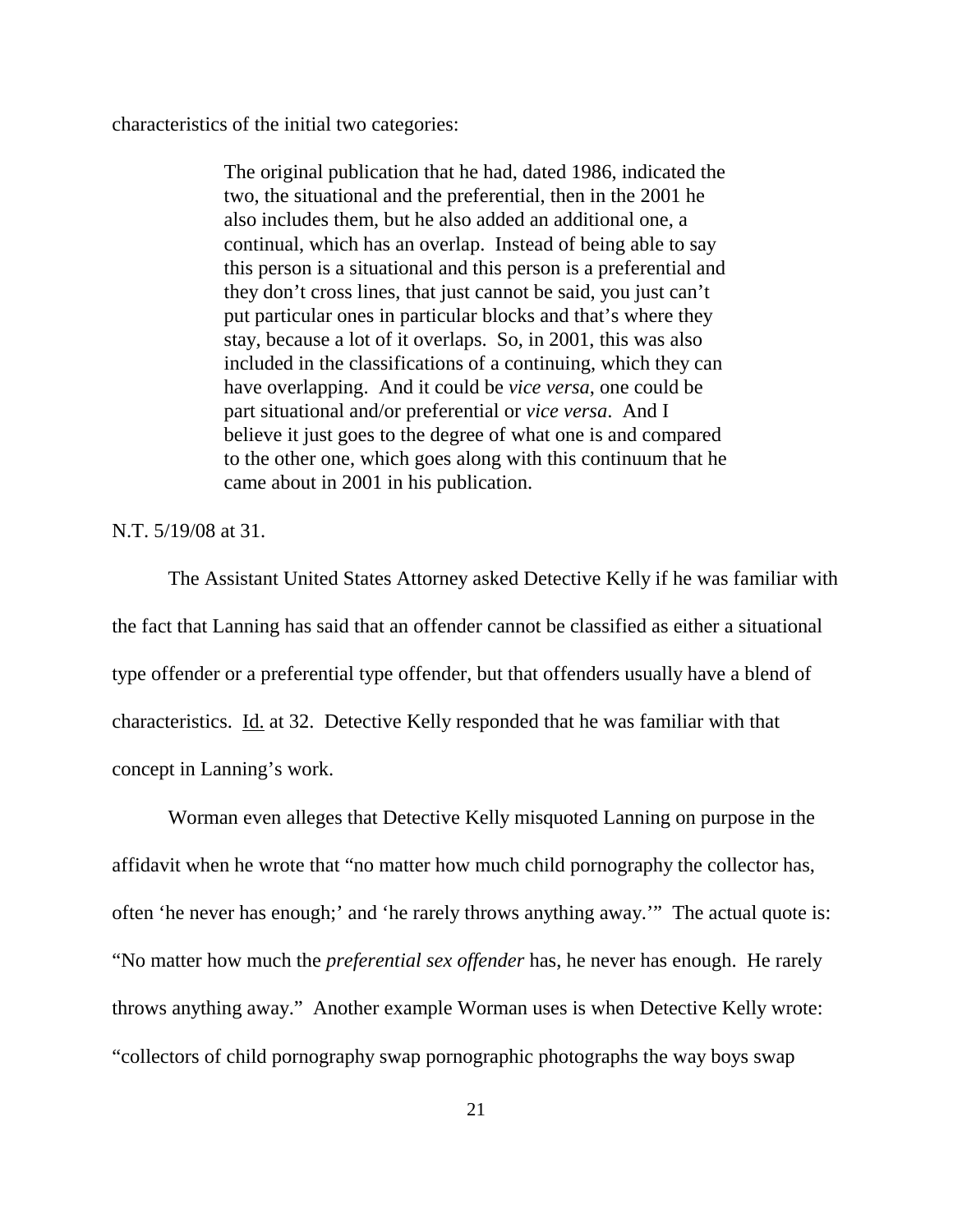characteristics of the initial two categories:

> The original publication that he had, dated 1986, indicated the two, the situational and the preferential, then in the 2001 he also includes them, but he also added an additional one, a continual, which has an overlap. Instead of being able to say this person is a situational and this person is a preferential and they don't cross lines, that just cannot be said, you just can't put particular ones in particular blocks and that's where they stay, because a lot of it overlaps. So, in 2001, this was also included in the classifications of a continuing, which they can have overlapping. And it could be *vice versa*, one could be part situational and/or preferential or *vice versa*. And I believe it just goes to the degree of what one is and compared to the other one, which goes along with this continuum that he came about in 2001 in his publication.

N.T. 5/19/08 at 31.

The Assistant United States Attorney asked Detective Kelly if he was familiar with the fact that Lanning has said that an offender cannot be classified as either a situational type offender or a preferential type offender, but that offenders usually have a blend of characteristics. Id. at 32. Detective Kelly responded that he was familiar with that concept in Lanning's work.

Worman even alleges that Detective Kelly misquoted Lanning on purpose in the affidavit when he wrote that "no matter how much child pornography the collector has, often 'he never has enough;' and 'he rarely throws anything away.'" The actual quote is: "No matter how much the *preferential sex offender* has, he never has enough. He rarely throws anything away." Another example Worman uses is when Detective Kelly wrote: "collectors of child pornography swap pornographic photographs the way boys swap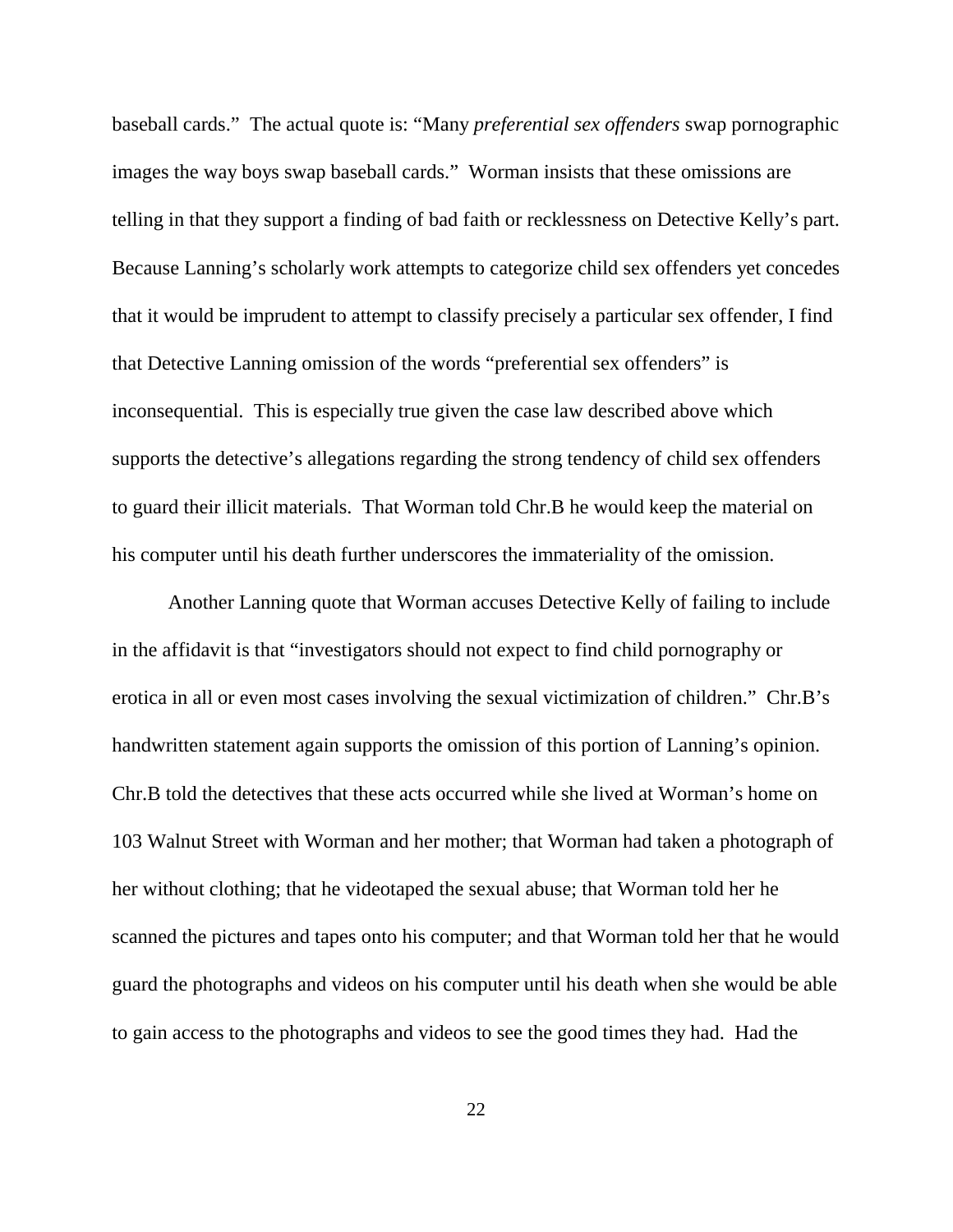baseball cards." The actual quote is: "Many *preferential sex offenders* swap pornographic images the way boys swap baseball cards." Worman insists that these omissions are telling in that they support a finding of bad faith or recklessness on Detective Kelly's part. Because Lanning's scholarly work attempts to categorize child sex offenders yet concedes that it would be imprudent to attempt to classify precisely a particular sex offender, I find that Detective Lanning omission of the words "preferential sex offenders" is inconsequential. This is especially true given the case law described above which supports the detective's allegations regarding the strong tendency of child sex offenders to guard their illicit materials. That Worman told Chr.B he would keep the material on his computer until his death further underscores the immateriality of the omission.

Another Lanning quote that Worman accuses Detective Kelly of failing to include in the affidavit is that "investigators should not expect to find child pornography or erotica in all or even most cases involving the sexual victimization of children." Chr.B's handwritten statement again supports the omission of this portion of Lanning's opinion. Chr.B told the detectives that these acts occurred while she lived at Worman's home on 103 Walnut Street with Worman and her mother; that Worman had taken a photograph of her without clothing; that he videotaped the sexual abuse; that Worman told her he scanned the pictures and tapes onto his computer; and that Worman told her that he would guard the photographs and videos on his computer until his death when she would be able to gain access to the photographs and videos to see the good times they had. Had the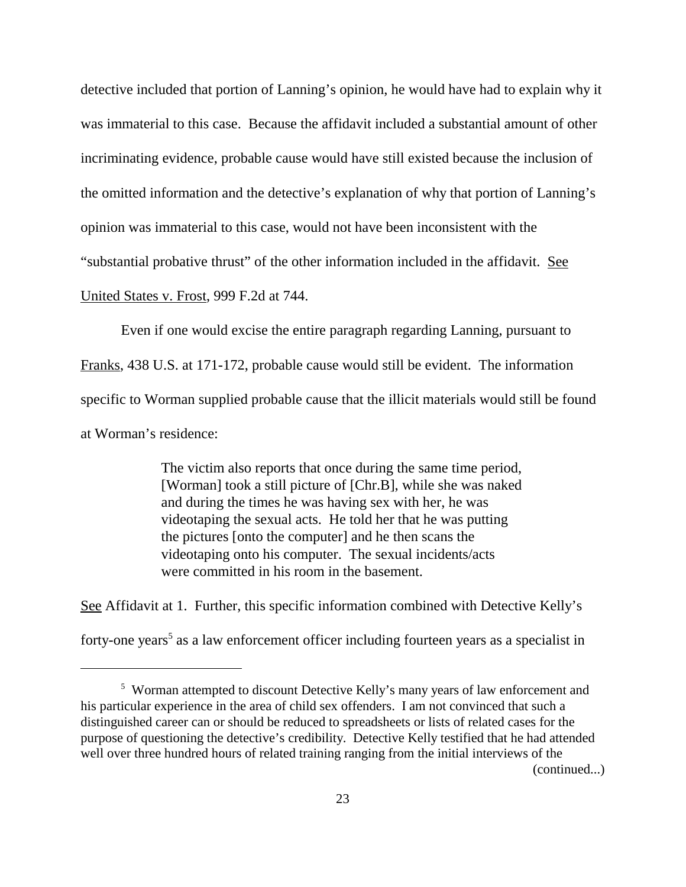detective included that portion of Lanning's opinion, he would have had to explain why it was immaterial to this case. Because the affidavit included a substantial amount of other incriminating evidence, probable cause would have still existed because the inclusion of the omitted information and the detective's explanation of why that portion of Lanning's opinion was immaterial to this case, would not have been inconsistent with the "substantial probative thrust" of the other information included in the affidavit. See United States v. Frost, 999 F.2d at 744.

Even if one would excise the entire paragraph regarding Lanning, pursuant to Franks, 438 U.S. at 171-172, probable cause would still be evident. The information specific to Worman supplied probable cause that the illicit materials would still be found at Worman's residence:

> The victim also reports that once during the same time period, [Worman] took a still picture of [Chr.B], while she was naked and during the times he was having sex with her, he was videotaping the sexual acts. He told her that he was putting the pictures [onto the computer] and he then scans the videotaping onto his computer. The sexual incidents/acts were committed in his room in the basement.

See Affidavit at 1. Further, this specific information combined with Detective Kelly's forty-one years[5] as a law enforcement officer including fourteen years as a specialist in

[5] Worman attempted to discount Detective Kelly's many years of law enforcement and his particular experience in the area of child sex offenders. I am not convinced that such a distinguished career can or should be reduced to spreadsheets or lists of related cases for the purpose of questioning the detective's credibility. Detective Kelly testified that he had attended well over three hundred hours of related training ranging from the initial interviews of the (continued...)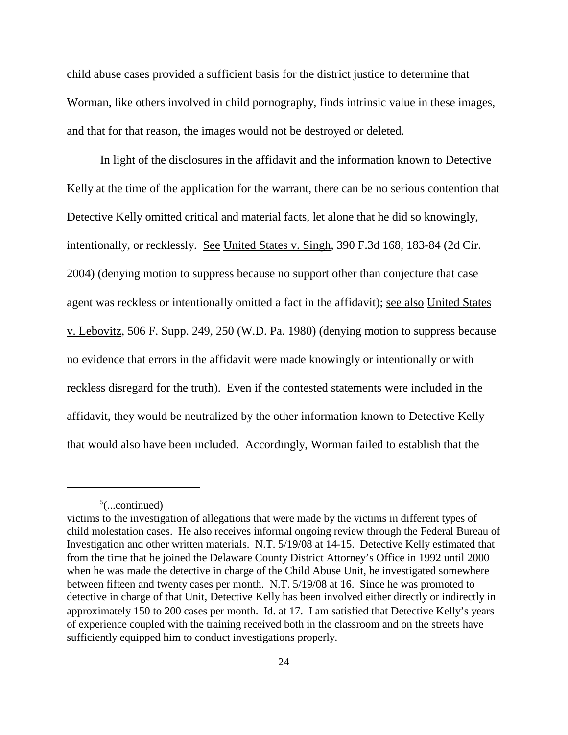child abuse cases provided a sufficient basis for the district justice to determine that Worman, like others involved in child pornography, finds intrinsic value in these images, and that for that reason, the images would not be destroyed or deleted.

In light of the disclosures in the affidavit and the information known to Detective Kelly at the time of the application for the warrant, there can be no serious contention that Detective Kelly omitted critical and material facts, let alone that he did so knowingly, intentionally, or recklessly. See United States v. Singh, 390 F.3d 168, 183-84 (2d Cir. 2004) (denying motion to suppress because no support other than conjecture that case agent was reckless or intentionally omitted a fact in the affidavit); see also United States v. Lebovitz, 506 F. Supp. 249, 250 (W.D. Pa. 1980) (denying motion to suppress because no evidence that errors in the affidavit were made knowingly or intentionally or with reckless disregard for the truth). Even if the contested statements were included in the affidavit, they would be neutralized by the other information known to Detective Kelly that would also have been included. Accordingly, Worman failed to establish that the

---

[5](...continued)
victims to the investigation of allegations that were made by the victims in different types of child molestation cases. He also receives informal ongoing review through the Federal Bureau of Investigation and other written materials. N.T. 5/19/08 at 14-15. Detective Kelly estimated that from the time that he joined the Delaware County District Attorney's Office in 1992 until 2000 when he was made the detective in charge of the Child Abuse Unit, he investigated somewhere between fifteen and twenty cases per month. N.T. 5/19/08 at 16. Since he was promoted to detective in charge of that Unit, Detective Kelly has been involved either directly or indirectly in approximately 150 to 200 cases per month. Id. at 17. I am satisfied that Detective Kelly's years of experience coupled with the training received both in the classroom and on the streets have sufficiently equipped him to conduct investigations properly.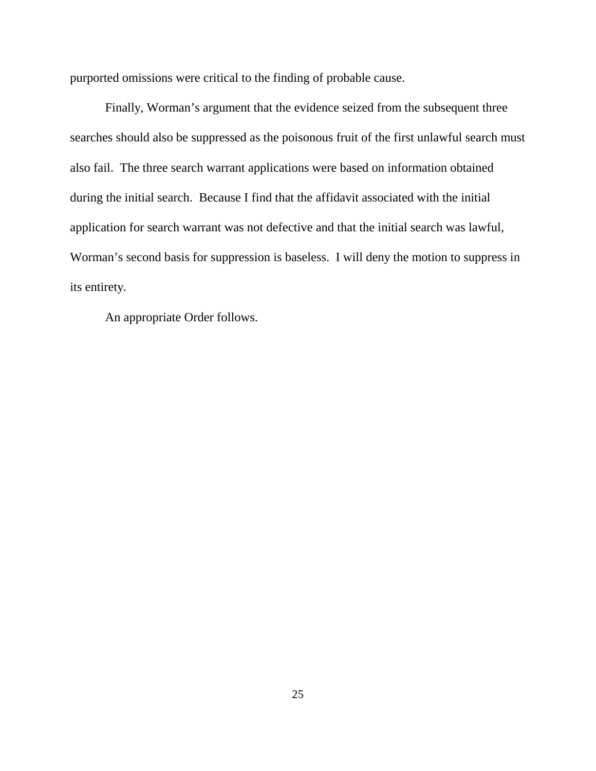purported omissions were critical to the finding of probable cause.

Finally, Worman's argument that the evidence seized from the subsequent three searches should also be suppressed as the poisonous fruit of the first unlawful search must also fail. The three search warrant applications were based on information obtained during the initial search. Because I find that the affidavit associated with the initial application for search warrant was not defective and that the initial search was lawful, Worman's second basis for suppression is baseless. I will deny the motion to suppress in its entirety.

An appropriate Order follows.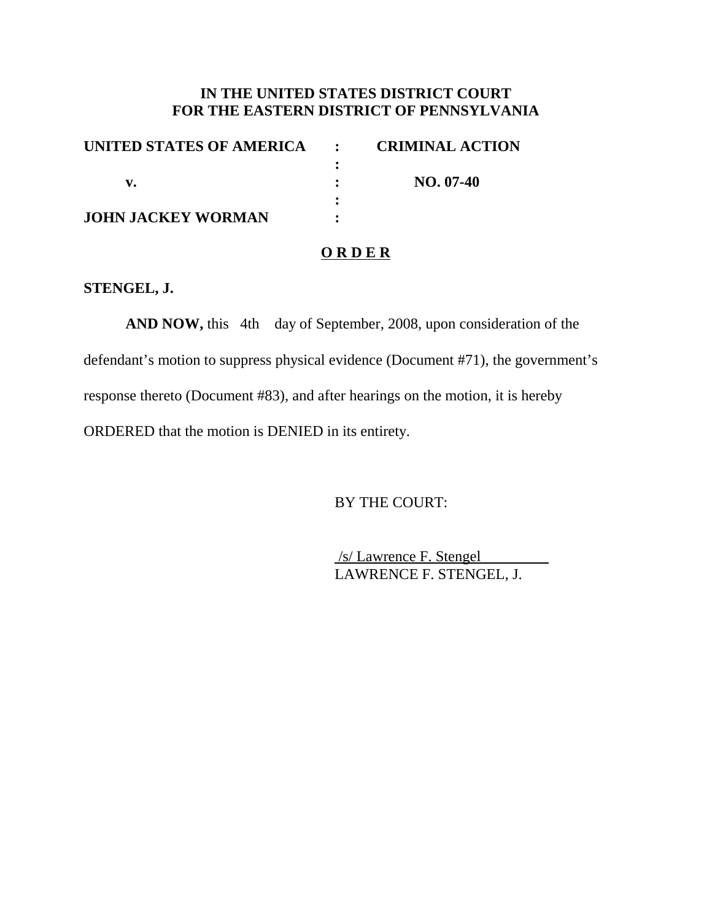**IN THE UNITED STATES DISTRICT COURT**
**FOR THE EASTERN DISTRICT OF PENNSYLVANIA**

| | | |
|---|---|---|
| **UNITED STATES OF AMERICA** | **:** | **CRIMINAL ACTION** |
| | **:** | |
| **v.** | **:** | **NO. 07-40** |
| | **:** | |
| **JOHN JACKEY WORMAN** | **:** | |

**O R D E R**

**STENGEL, J.**

**AND NOW,** this 4th day of September, 2008, upon consideration of the defendant's motion to suppress physical evidence (Document #71), the government's response thereto (Document #83), and after hearings on the motion, it is hereby ORDERED that the motion is DENIED in its entirety.

BY THE COURT:

/s/ Lawrence F. Stengel
LAWRENCE F. STENGEL, J.